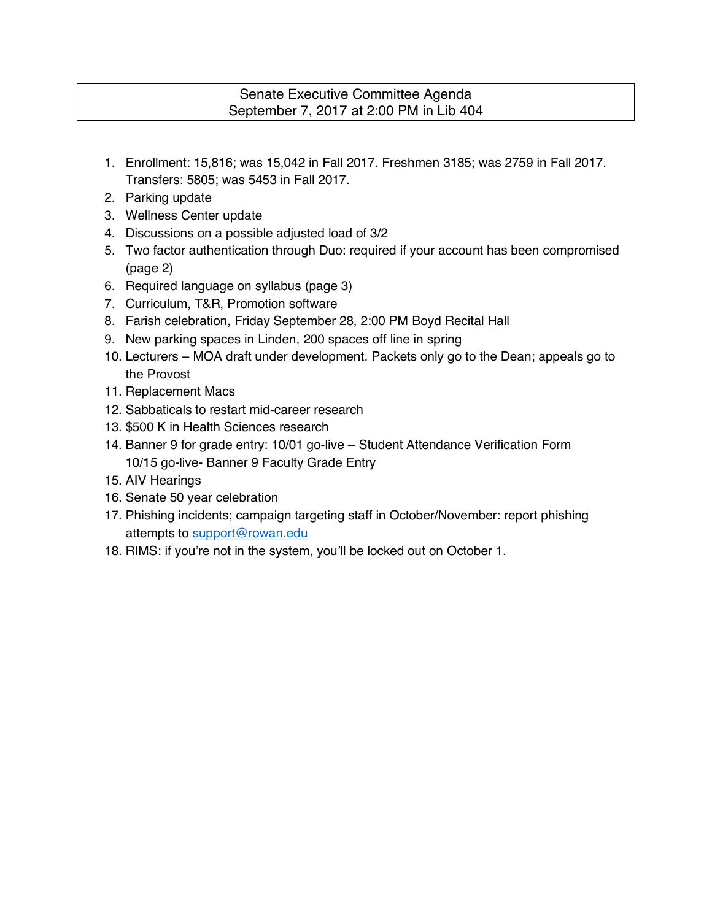# Senate Executive Committee Agenda
## September 7, 2017 at 2:00 PM in Lib 404

1. Enrollment: 15,816; was 15,042 in Fall 2017. Freshmen 3185; was 2759 in Fall 2017. Transfers: 5805; was 5453 in Fall 2017.
2. Parking update
3. Wellness Center update
4. Discussions on a possible adjusted load of 3/2
5. Two factor authentication through Duo: required if your account has been compromised (page 2)
6. Required language on syllabus (page 3)
7. Curriculum, T&R, Promotion software
8. Farish celebration, Friday September 28, 2:00 PM Boyd Recital Hall
9. New parking spaces in Linden, 200 spaces off line in spring
10. Lecturers – MOA draft under development. Packets only go to the Dean; appeals go to the Provost
11. Replacement Macs
12. Sabbaticals to restart mid-career research
13. $500 K in Health Sciences research
14. Banner 9 for grade entry: 10/01 go-live – Student Attendance Verification Form 10/15 go-live- Banner 9 Faculty Grade Entry
15. AIV Hearings
16. Senate 50 year celebration
17. Phishing incidents; campaign targeting staff in October/November: report phishing attempts to support@rowan.edu
18. RIMS: if you're not in the system, you'll be locked out on October 1.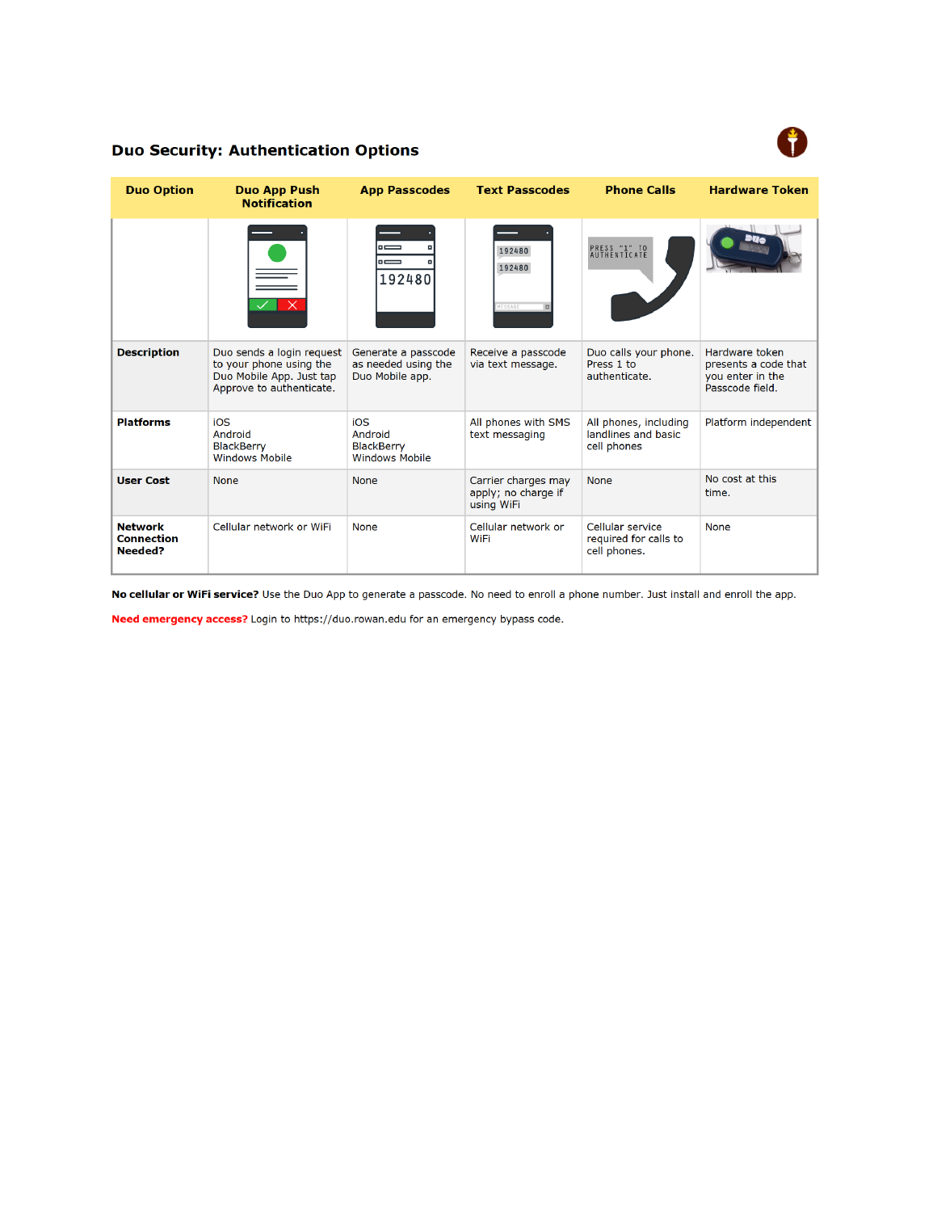## Duo Security: Authentication Options

| Duo Option | Duo App Push Notification | App Passcodes | Text Passcodes | Phone Calls | Hardware Token |
|---|---|---|---|---|---|
| | | | | | |
| **Description** | Duo sends a login request to your phone using the Duo Mobile App. Just tap Approve to authenticate. | Generate a passcode as needed using the Duo Mobile app. | Receive a passcode via text message. | Duo calls your phone. Press 1 to authenticate. | Hardware token presents a code that you enter in the Passcode field. |
| **Platforms** | iOS<br>Android<br>BlackBerry<br>Windows Mobile | iOS<br>Android<br>BlackBerry<br>Windows Mobile | All phones with SMS text messaging | All phones, including landlines and basic cell phones | Platform independent |
| **User Cost** | None | None | Carrier charges may apply; no charge if using WiFi | None | No cost at this time. |
| **Network Connection Needed?** | Cellular network or WiFi | None | Cellular network or WiFi | Cellular service required for calls to cell phones. | None |

**No cellular or WiFi service?** Use the Duo App to generate a passcode. No need to enroll a phone number. Just install and enroll the app.

**Need emergency access?** Login to https://duo.rowan.edu for an emergency bypass code.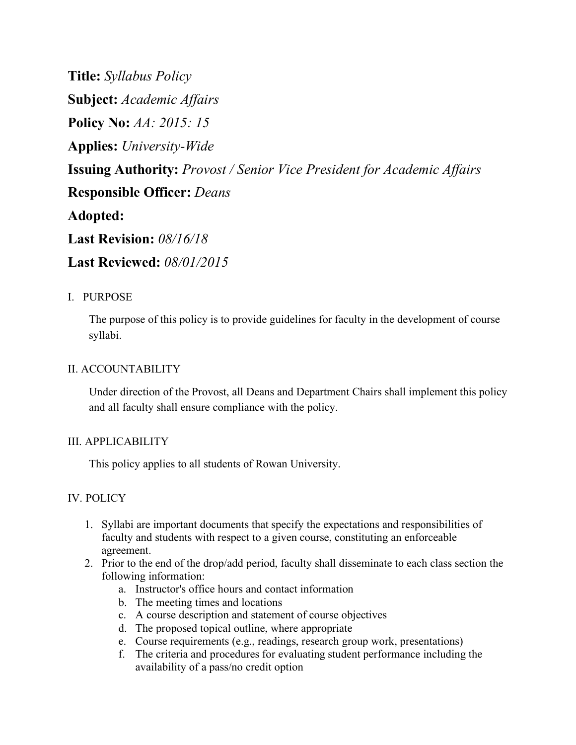**Title:** *Syllabus Policy*

**Subject:** *Academic Affairs*

**Policy No:** *AA: 2015: 15*

**Applies:** *University-Wide*

**Issuing Authority:** *Provost / Senior Vice President for Academic Affairs*

**Responsible Officer:** *Deans*

**Adopted:**

**Last Revision:** *08/16/18*

**Last Reviewed:** *08/01/2015*

## I. PURPOSE

The purpose of this policy is to provide guidelines for faculty in the development of course syllabi.

## II. ACCOUNTABILITY

Under direction of the Provost, all Deans and Department Chairs shall implement this policy and all faculty shall ensure compliance with the policy.

## III. APPLICABILITY

This policy applies to all students of Rowan University.

## IV. POLICY

1. Syllabi are important documents that specify the expectations and responsibilities of faculty and students with respect to a given course, constituting an enforceable agreement.
2. Prior to the end of the drop/add period, faculty shall disseminate to each class section the following information:
    a. Instructor's office hours and contact information
    b. The meeting times and locations
    c. A course description and statement of course objectives
    d. The proposed topical outline, where appropriate
    e. Course requirements (e.g., readings, research group work, presentations)
    f. The criteria and procedures for evaluating student performance including the availability of a pass/no credit option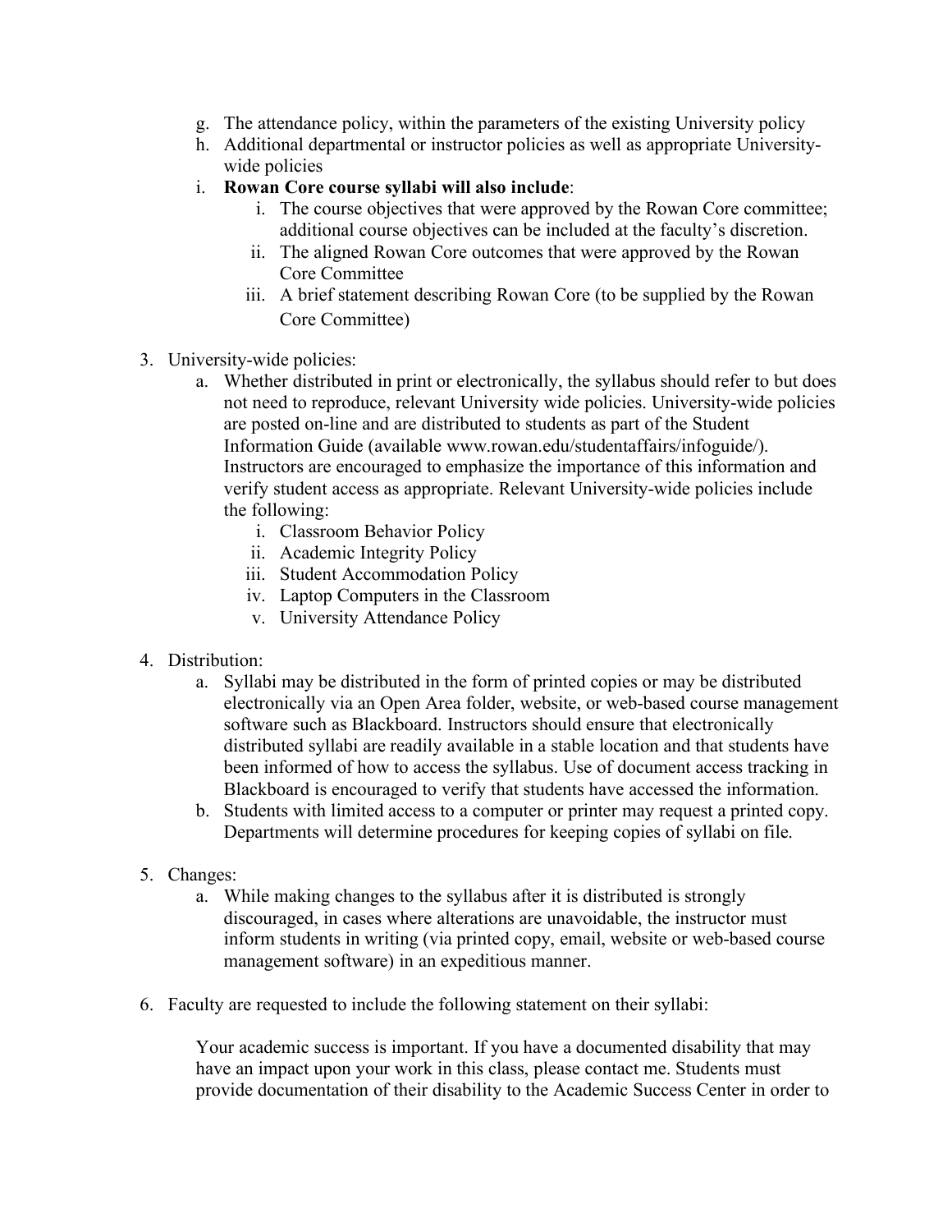g. The attendance policy, within the parameters of the existing University policy
h. Additional departmental or instructor policies as well as appropriate University-wide policies
i. **Rowan Core course syllabi will also include**:
    i. The course objectives that were approved by the Rowan Core committee; additional course objectives can be included at the faculty's discretion.
    ii. The aligned Rowan Core outcomes that were approved by the Rowan Core Committee
    iii. A brief statement describing Rowan Core (to be supplied by the Rowan Core Committee)

3. University-wide policies:
    a. Whether distributed in print or electronically, the syllabus should refer to but does not need to reproduce, relevant University wide policies. University-wide policies are posted on-line and are distributed to students as part of the Student Information Guide (available www.rowan.edu/studentaffairs/infoguide/). Instructors are encouraged to emphasize the importance of this information and verify student access as appropriate. Relevant University-wide policies include the following:
        i. Classroom Behavior Policy
        ii. Academic Integrity Policy
        iii. Student Accommodation Policy
        iv. Laptop Computers in the Classroom
        v. University Attendance Policy

4. Distribution:
    a. Syllabi may be distributed in the form of printed copies or may be distributed electronically via an Open Area folder, website, or web-based course management software such as Blackboard. Instructors should ensure that electronically distributed syllabi are readily available in a stable location and that students have been informed of how to access the syllabus. Use of document access tracking in Blackboard is encouraged to verify that students have accessed the information.
    b. Students with limited access to a computer or printer may request a printed copy. Departments will determine procedures for keeping copies of syllabi on file.

5. Changes:
    a. While making changes to the syllabus after it is distributed is strongly discouraged, in cases where alterations are unavoidable, the instructor must inform students in writing (via printed copy, email, website or web-based course management software) in an expeditious manner.

6. Faculty are requested to include the following statement on their syllabi:

    Your academic success is important. If you have a documented disability that may have an impact upon your work in this class, please contact me. Students must provide documentation of their disability to the Academic Success Center in order to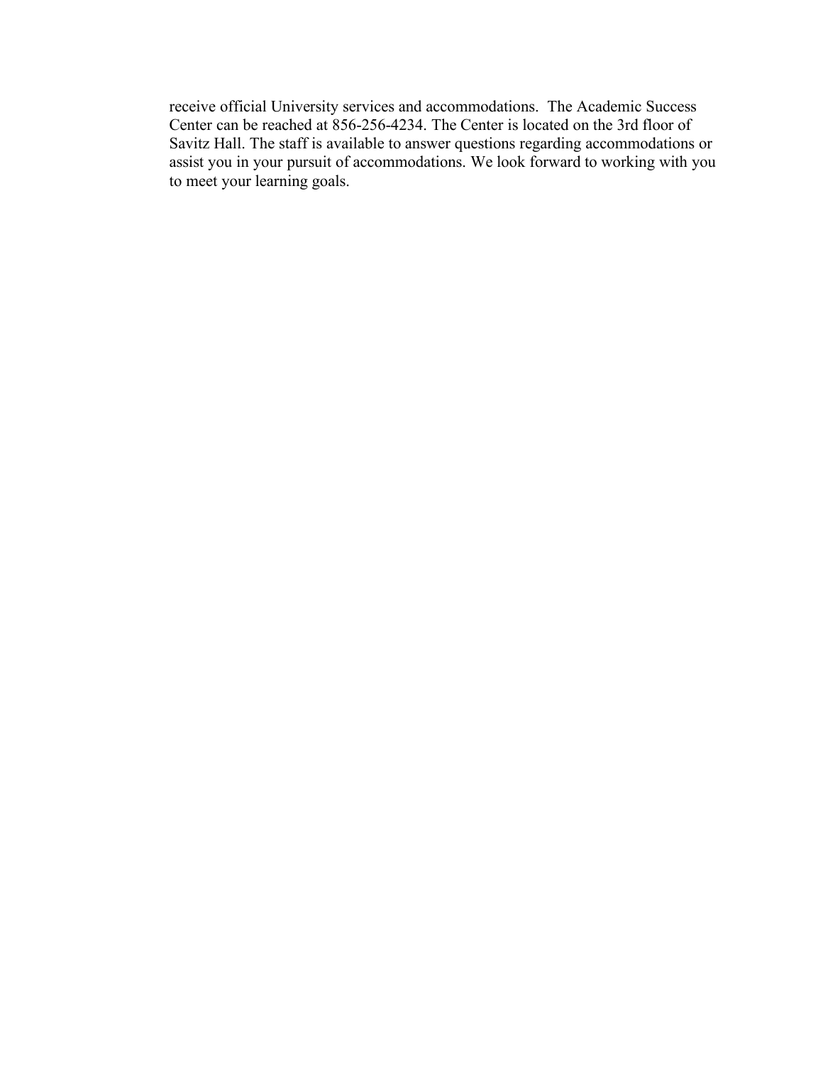receive official University services and accommodations.  The Academic Success Center can be reached at 856-256-4234. The Center is located on the 3rd floor of Savitz Hall. The staff is available to answer questions regarding accommodations or assist you in your pursuit of accommodations. We look forward to working with you to meet your learning goals.